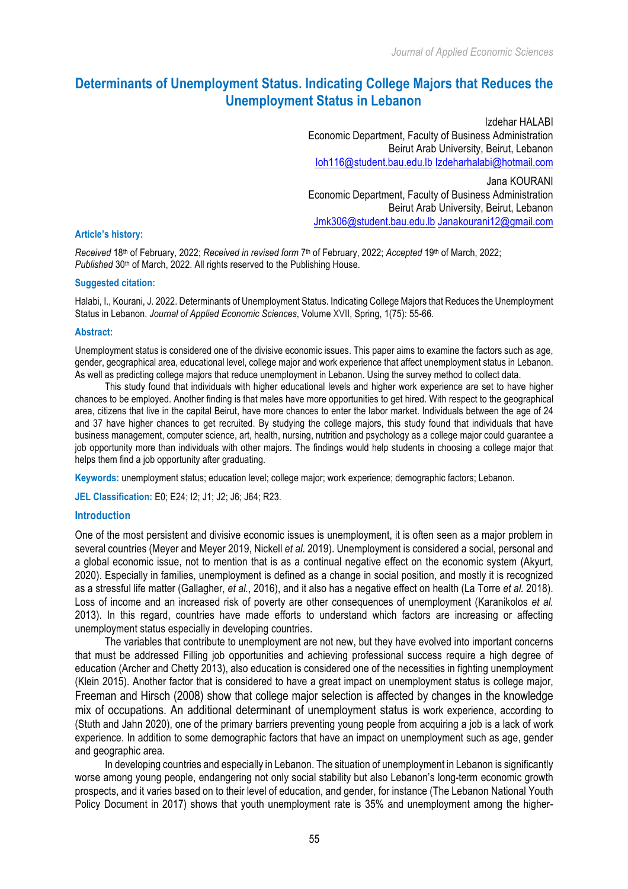# Determinants of Unemployment Status. Indicating College Majors that Reduces the Unemployment Status in Lebanon

Izdehar HALABI
Economic Department, Faculty of Business Administration
Beirut Arab University, Beirut, Lebanon
Ioh116@student.bau.edu.lb Izdeharhalabi@hotmail.com

Jana KOURANI
Economic Department, Faculty of Business Administration
Beirut Arab University, Beirut, Lebanon
Jmk306@student.bau.edu.lb Janakourani12@gmail.com

**Article's history:**

*Received* 18th of February, 2022; *Received in revised form* 7th of February, 2022; *Accepted* 19th of March, 2022; *Published* 30th of March, 2022. All rights reserved to the Publishing House.

**Suggested citation:**

Halabi, I., Kourani, J. 2022. Determinants of Unemployment Status. Indicating College Majors that Reduces the Unemployment Status in Lebanon. *Journal of Applied Economic Sciences*, Volume XVII, Spring, 1(75): 55-66.

**Abstract:**

Unemployment status is considered one of the divisive economic issues. This paper aims to examine the factors such as age, gender, geographical area, educational level, college major and work experience that affect unemployment status in Lebanon. As well as predicting college majors that reduce unemployment in Lebanon. Using the survey method to collect data.

This study found that individuals with higher educational levels and higher work experience are set to have higher chances to be employed. Another finding is that males have more opportunities to get hired. With respect to the geographical area, citizens that live in the capital Beirut, have more chances to enter the labor market. Individuals between the age of 24 and 37 have higher chances to get recruited. By studying the college majors, this study found that individuals that have business management, computer science, art, health, nursing, nutrition and psychology as a college major could guarantee a job opportunity more than individuals with other majors. The findings would help students in choosing a college major that helps them find a job opportunity after graduating.

**Keywords:** unemployment status; education level; college major; work experience; demographic factors; Lebanon.

**JEL Classification:** E0; E24; I2; J1; J2; J6; J64; R23.

## Introduction

One of the most persistent and divisive economic issues is unemployment, it is often seen as a major problem in several countries (Meyer and Meyer 2019, Nickell *et al*. 2019). Unemployment is considered a social, personal and a global economic issue, not to mention that is as a continual negative effect on the economic system (Akyurt, 2020). Especially in families, unemployment is defined as a change in social position, and mostly it is recognized as a stressful life matter (Gallagher, *et al.*, 2016), and it also has a negative effect on health (La Torre *et al.* 2018). Loss of income and an increased risk of poverty are other consequences of unemployment (Karanikolos *et al.* 2013). In this regard, countries have made efforts to understand which factors are increasing or affecting unemployment status especially in developing countries.

The variables that contribute to unemployment are not new, but they have evolved into important concerns that must be addressed Filling job opportunities and achieving professional success require a high degree of education (Archer and Chetty 2013), also education is considered one of the necessities in fighting unemployment (Klein 2015). Another factor that is considered to have a great impact on unemployment status is college major, Freeman and Hirsch (2008) show that college major selection is affected by changes in the knowledge mix of occupations. An additional determinant of unemployment status is work experience, according to (Stuth and Jahn 2020), one of the primary barriers preventing young people from acquiring a job is a lack of work experience. In addition to some demographic factors that have an impact on unemployment such as age, gender and geographic area.

In developing countries and especially in Lebanon. The situation of unemployment in Lebanon is significantly worse among young people, endangering not only social stability but also Lebanon's long-term economic growth prospects, and it varies based on to their level of education, and gender, for instance (The Lebanon National Youth Policy Document in 2017) shows that youth unemployment rate is 35% and unemployment among the higher-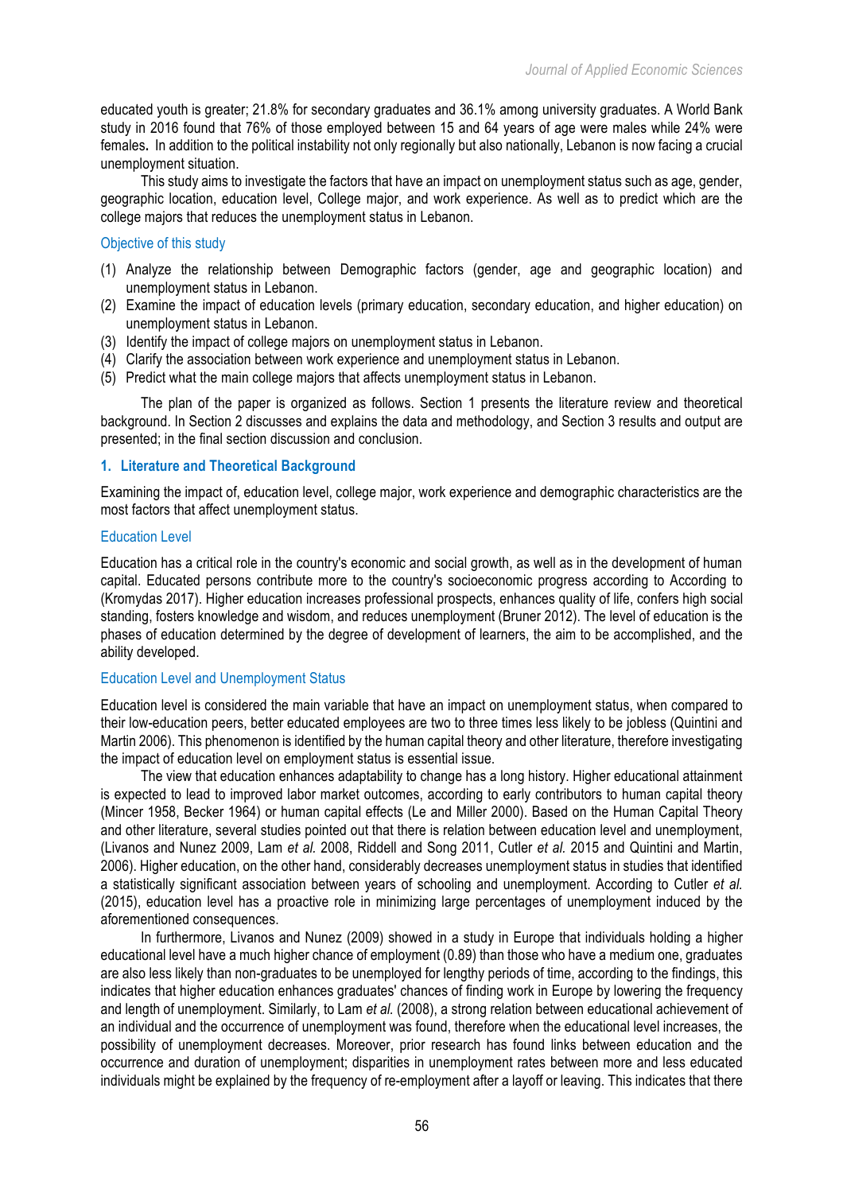educated youth is greater; 21.8% for secondary graduates and 36.1% among university graduates. A World Bank study in 2016 found that 76% of those employed between 15 and 64 years of age were males while 24% were females**.** In addition to the political instability not only regionally but also nationally, Lebanon is now facing a crucial unemployment situation.

This study aims to investigate the factors that have an impact on unemployment status such as age, gender, geographic location, education level, College major, and work experience. As well as to predict which are the college majors that reduces the unemployment status in Lebanon.

### Objective of this study

(1) Analyze the relationship between Demographic factors (gender, age and geographic location) and unemployment status in Lebanon.
(2) Examine the impact of education levels (primary education, secondary education, and higher education) on unemployment status in Lebanon.
(3) Identify the impact of college majors on unemployment status in Lebanon.
(4) Clarify the association between work experience and unemployment status in Lebanon.
(5) Predict what the main college majors that affects unemployment status in Lebanon.

The plan of the paper is organized as follows. Section 1 presents the literature review and theoretical background. In Section 2 discusses and explains the data and methodology, and Section 3 results and output are presented; in the final section discussion and conclusion.

## 1. Literature and Theoretical Background

Examining the impact of, education level, college major, work experience and demographic characteristics are the most factors that affect unemployment status.

### Education Level

Education has a critical role in the country's economic and social growth, as well as in the development of human capital. Educated persons contribute more to the country's socioeconomic progress according to According to (Kromydas 2017). Higher education increases professional prospects, enhances quality of life, confers high social standing, fosters knowledge and wisdom, and reduces unemployment (Bruner 2012). The level of education is the phases of education determined by the degree of development of learners, the aim to be accomplished, and the ability developed.

### Education Level and Unemployment Status

Education level is considered the main variable that have an impact on unemployment status, when compared to their low-education peers, better educated employees are two to three times less likely to be jobless (Quintini and Martin 2006). This phenomenon is identified by the human capital theory and other literature, therefore investigating the impact of education level on employment status is essential issue.

The view that education enhances adaptability to change has a long history. Higher educational attainment is expected to lead to improved labor market outcomes, according to early contributors to human capital theory (Mincer 1958, Becker 1964) or human capital effects (Le and Miller 2000). Based on the Human Capital Theory and other literature, several studies pointed out that there is relation between education level and unemployment, (Livanos and Nunez 2009, Lam *et al.* 2008, Riddell and Song 2011, Cutler *et al.* 2015 and Quintini and Martin, 2006). Higher education, on the other hand, considerably decreases unemployment status in studies that identified a statistically significant association between years of schooling and unemployment. According to Cutler *et al.* (2015), education level has a proactive role in minimizing large percentages of unemployment induced by the aforementioned consequences.

In furthermore, Livanos and Nunez (2009) showed in a study in Europe that individuals holding a higher educational level have a much higher chance of employment (0.89) than those who have a medium one, graduates are also less likely than non-graduates to be unemployed for lengthy periods of time, according to the findings, this indicates that higher education enhances graduates' chances of finding work in Europe by lowering the frequency and length of unemployment. Similarly, to Lam *et al.* (2008), a strong relation between educational achievement of an individual and the occurrence of unemployment was found, therefore when the educational level increases, the possibility of unemployment decreases. Moreover, prior research has found links between education and the occurrence and duration of unemployment; disparities in unemployment rates between more and less educated individuals might be explained by the frequency of re-employment after a layoff or leaving. This indicates that there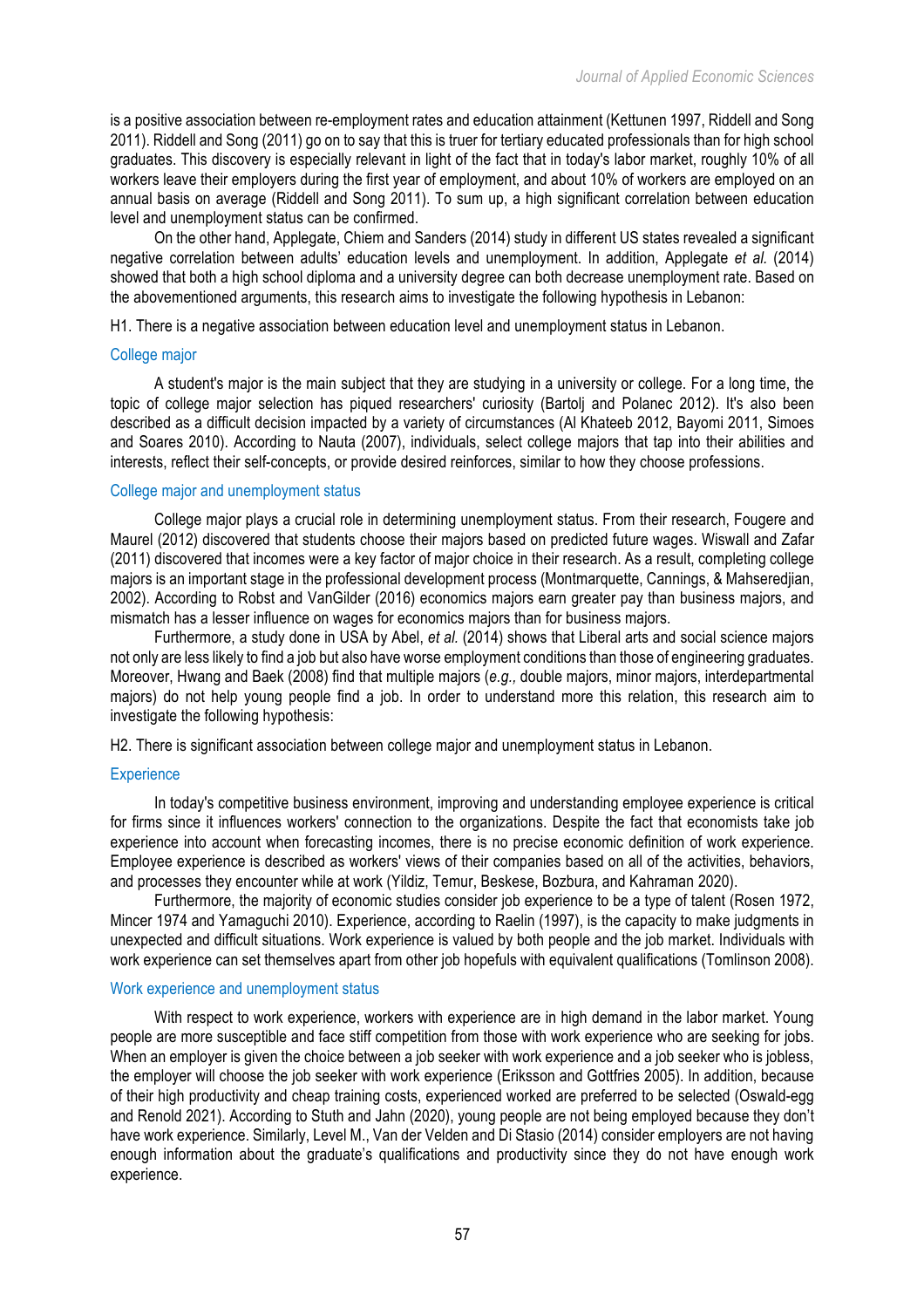is a positive association between re-employment rates and education attainment (Kettunen 1997, Riddell and Song 2011). Riddell and Song (2011) go on to say that this is truer for tertiary educated professionals than for high school graduates. This discovery is especially relevant in light of the fact that in today's labor market, roughly 10% of all workers leave their employers during the first year of employment, and about 10% of workers are employed on an annual basis on average (Riddell and Song 2011). To sum up, a high significant correlation between education level and unemployment status can be confirmed.

On the other hand, Applegate, Chiem and Sanders (2014) study in different US states revealed a significant negative correlation between adults' education levels and unemployment. In addition, Applegate *et al.* (2014) showed that both a high school diploma and a university degree can both decrease unemployment rate. Based on the abovementioned arguments, this research aims to investigate the following hypothesis in Lebanon:

H1. There is a negative association between education level and unemployment status in Lebanon.

### College major

A student's major is the main subject that they are studying in a university or college. For a long time, the topic of college major selection has piqued researchers' curiosity (Bartolj and Polanec 2012). It's also been described as a difficult decision impacted by a variety of circumstances (Al Khateeb 2012, Bayomi 2011, Simoes and Soares 2010). According to Nauta (2007), individuals, select college majors that tap into their abilities and interests, reflect their self-concepts, or provide desired reinforces, similar to how they choose professions.

### College major and unemployment status

College major plays a crucial role in determining unemployment status. From their research, Fougere and Maurel (2012) discovered that students choose their majors based on predicted future wages. Wiswall and Zafar (2011) discovered that incomes were a key factor of major choice in their research. As a result, completing college majors is an important stage in the professional development process (Montmarquette, Cannings, & Mahseredjian, 2002). According to Robst and VanGilder (2016) economics majors earn greater pay than business majors, and mismatch has a lesser influence on wages for economics majors than for business majors.

Furthermore, a study done in USA by Abel, *et al.* (2014) shows that Liberal arts and social science majors not only are less likely to find a job but also have worse employment conditions than those of engineering graduates. Moreover, Hwang and Baek (2008) find that multiple majors (*e.g.,* double majors, minor majors, interdepartmental majors) do not help young people find a job. In order to understand more this relation, this research aim to investigate the following hypothesis:

H2. There is significant association between college major and unemployment status in Lebanon.

### Experience

In today's competitive business environment, improving and understanding employee experience is critical for firms since it influences workers' connection to the organizations. Despite the fact that economists take job experience into account when forecasting incomes, there is no precise economic definition of work experience. Employee experience is described as workers' views of their companies based on all of the activities, behaviors, and processes they encounter while at work (Yildiz, Temur, Beskese, Bozbura, and Kahraman 2020).

Furthermore, the majority of economic studies consider job experience to be a type of talent (Rosen 1972, Mincer 1974 and Yamaguchi 2010). Experience, according to Raelin (1997), is the capacity to make judgments in unexpected and difficult situations. Work experience is valued by both people and the job market. Individuals with work experience can set themselves apart from other job hopefuls with equivalent qualifications (Tomlinson 2008).

### Work experience and unemployment status

With respect to work experience, workers with experience are in high demand in the labor market. Young people are more susceptible and face stiff competition from those with work experience who are seeking for jobs. When an employer is given the choice between a job seeker with work experience and a job seeker who is jobless, the employer will choose the job seeker with work experience (Eriksson and Gottfries 2005). In addition, because of their high productivity and cheap training costs, experienced worked are preferred to be selected (Oswald-egg and Renold 2021). According to Stuth and Jahn (2020), young people are not being employed because they don't have work experience. Similarly, Level M., Van der Velden and Di Stasio (2014) consider employers are not having enough information about the graduate's qualifications and productivity since they do not have enough work experience.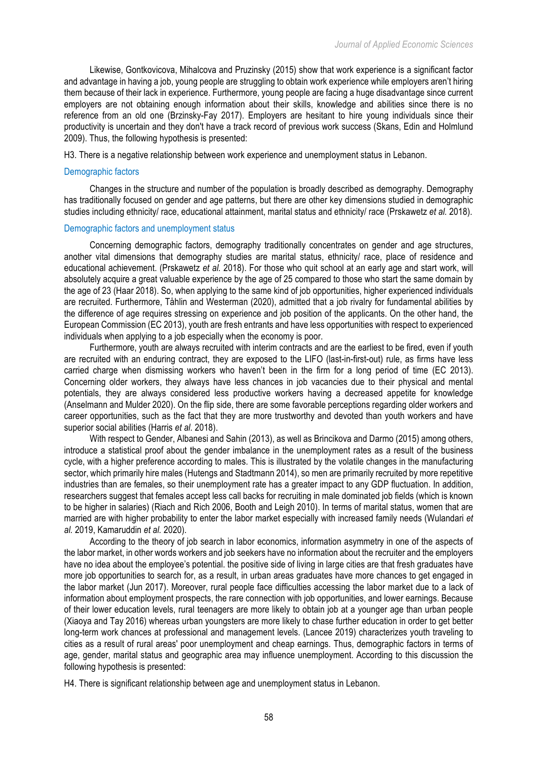Likewise, Gontkovicova, Mihalcova and Pruzinsky (2015) show that work experience is a significant factor and advantage in having a job, young people are struggling to obtain work experience while employers aren't hiring them because of their lack in experience. Furthermore, young people are facing a huge disadvantage since current employers are not obtaining enough information about their skills, knowledge and abilities since there is no reference from an old one (Brzinsky-Fay 2017). Employers are hesitant to hire young individuals since their productivity is uncertain and they don't have a track record of previous work success (Skans, Edin and Holmlund 2009). Thus, the following hypothesis is presented:

H3. There is a negative relationship between work experience and unemployment status in Lebanon.

### Demographic factors

Changes in the structure and number of the population is broadly described as demography. Demography has traditionally focused on gender and age patterns, but there are other key dimensions studied in demographic studies including ethnicity/ race, educational attainment, marital status and ethnicity/ race (Prskawetz *et al.* 2018).

### Demographic factors and unemployment status

Concerning demographic factors, demography traditionally concentrates on gender and age structures, another vital dimensions that demography studies are marital status, ethnicity/ race, place of residence and educational achievement. (Prskawetz *et al.* 2018). For those who quit school at an early age and start work, will absolutely acquire a great valuable experience by the age of 25 compared to those who start the same domain by the age of 23 (Haar 2018). So, when applying to the same kind of job opportunities, higher experienced individuals are recruited. Furthermore, Tåhlin and Westerman (2020), admitted that a job rivalry for fundamental abilities by the difference of age requires stressing on experience and job position of the applicants. On the other hand, the European Commission (EC 2013), youth are fresh entrants and have less opportunities with respect to experienced individuals when applying to a job especially when the economy is poor.

Furthermore, youth are always recruited with interim contracts and are the earliest to be fired, even if youth are recruited with an enduring contract, they are exposed to the LIFO (last-in-first-out) rule, as firms have less carried charge when dismissing workers who haven't been in the firm for a long period of time (EC 2013). Concerning older workers, they always have less chances in job vacancies due to their physical and mental potentials, they are always considered less productive workers having a decreased appetite for knowledge (Anselmann and Mulder 2020). On the flip side, there are some favorable perceptions regarding older workers and career opportunities, such as the fact that they are more trustworthy and devoted than youth workers and have superior social abilities (Harris *et al.* 2018).

With respect to Gender, Albanesi and Sahin (2013), as well as Brincikova and Darmo (2015) among others, introduce a statistical proof about the gender imbalance in the unemployment rates as a result of the business cycle, with a higher preference according to males. This is illustrated by the volatile changes in the manufacturing sector, which primarily hire males (Hutengs and Stadtmann 2014), so men are primarily recruited by more repetitive industries than are females, so their unemployment rate has a greater impact to any GDP fluctuation. In addition, researchers suggest that females accept less call backs for recruiting in male dominated job fields (which is known to be higher in salaries) (Riach and Rich 2006, Booth and Leigh 2010). In terms of marital status, women that are married are with higher probability to enter the labor market especially with increased family needs (Wulandari *et al.* 2019, Kamaruddin *et al.* 2020).

According to the theory of job search in labor economics, information asymmetry in one of the aspects of the labor market, in other words workers and job seekers have no information about the recruiter and the employers have no idea about the employee's potential. the positive side of living in large cities are that fresh graduates have more job opportunities to search for, as a result, in urban areas graduates have more chances to get engaged in the labor market (Jun 2017). Moreover, rural people face difficulties accessing the labor market due to a lack of information about employment prospects, the rare connection with job opportunities, and lower earnings. Because of their lower education levels, rural teenagers are more likely to obtain job at a younger age than urban people (Xiaoya and Tay 2016) whereas urban youngsters are more likely to chase further education in order to get better long-term work chances at professional and management levels. (Lancee 2019) characterizes youth traveling to cities as a result of rural areas' poor unemployment and cheap earnings. Thus, demographic factors in terms of age, gender, marital status and geographic area may influence unemployment. According to this discussion the following hypothesis is presented:

H4. There is significant relationship between age and unemployment status in Lebanon.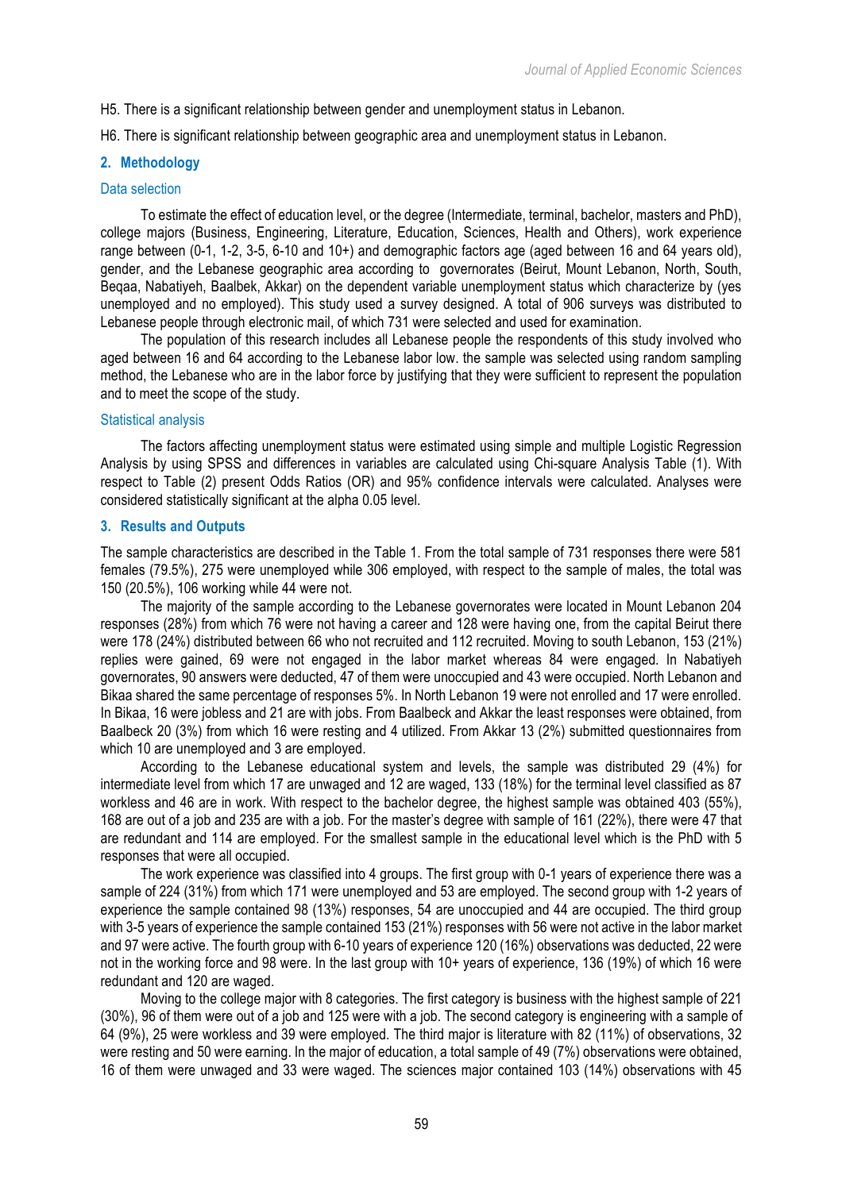H5. There is a significant relationship between gender and unemployment status in Lebanon.

H6. There is significant relationship between geographic area and unemployment status in Lebanon.

## 2. Methodology

### Data selection

To estimate the effect of education level, or the degree (Intermediate, terminal, bachelor, masters and PhD), college majors (Business, Engineering, Literature, Education, Sciences, Health and Others), work experience range between (0-1, 1-2, 3-5, 6-10 and 10+) and demographic factors age (aged between 16 and 64 years old), gender, and the Lebanese geographic area according to governorates (Beirut, Mount Lebanon, North, South, Beqaa, Nabatiyeh, Baalbek, Akkar) on the dependent variable unemployment status which characterize by (yes unemployed and no employed). This study used a survey designed. A total of 906 surveys was distributed to Lebanese people through electronic mail, of which 731 were selected and used for examination.

The population of this research includes all Lebanese people the respondents of this study involved who aged between 16 and 64 according to the Lebanese labor low. the sample was selected using random sampling method, the Lebanese who are in the labor force by justifying that they were sufficient to represent the population and to meet the scope of the study.

### Statistical analysis

The factors affecting unemployment status were estimated using simple and multiple Logistic Regression Analysis by using SPSS and differences in variables are calculated using Chi-square Analysis Table (1). With respect to Table (2) present Odds Ratios (OR) and 95% confidence intervals were calculated. Analyses were considered statistically significant at the alpha 0.05 level.

## 3. Results and Outputs

The sample characteristics are described in the Table 1. From the total sample of 731 responses there were 581 females (79.5%), 275 were unemployed while 306 employed, with respect to the sample of males, the total was 150 (20.5%), 106 working while 44 were not.

The majority of the sample according to the Lebanese governorates were located in Mount Lebanon 204 responses (28%) from which 76 were not having a career and 128 were having one, from the capital Beirut there were 178 (24%) distributed between 66 who not recruited and 112 recruited. Moving to south Lebanon, 153 (21%) replies were gained, 69 were not engaged in the labor market whereas 84 were engaged. In Nabatiyeh governorates, 90 answers were deducted, 47 of them were unoccupied and 43 were occupied. North Lebanon and Bikaa shared the same percentage of responses 5%. In North Lebanon 19 were not enrolled and 17 were enrolled. In Bikaa, 16 were jobless and 21 are with jobs. From Baalbeck and Akkar the least responses were obtained, from Baalbeck 20 (3%) from which 16 were resting and 4 utilized. From Akkar 13 (2%) submitted questionnaires from which 10 are unemployed and 3 are employed.

According to the Lebanese educational system and levels, the sample was distributed 29 (4%) for intermediate level from which 17 are unwaged and 12 are waged, 133 (18%) for the terminal level classified as 87 workless and 46 are in work. With respect to the bachelor degree, the highest sample was obtained 403 (55%), 168 are out of a job and 235 are with a job. For the master's degree with sample of 161 (22%), there were 47 that are redundant and 114 are employed. For the smallest sample in the educational level which is the PhD with 5 responses that were all occupied.

The work experience was classified into 4 groups. The first group with 0-1 years of experience there was a sample of 224 (31%) from which 171 were unemployed and 53 are employed. The second group with 1-2 years of experience the sample contained 98 (13%) responses, 54 are unoccupied and 44 are occupied. The third group with 3-5 years of experience the sample contained 153 (21%) responses with 56 were not active in the labor market and 97 were active. The fourth group with 6-10 years of experience 120 (16%) observations was deducted, 22 were not in the working force and 98 were. In the last group with 10+ years of experience, 136 (19%) of which 16 were redundant and 120 are waged.

Moving to the college major with 8 categories. The first category is business with the highest sample of 221 (30%), 96 of them were out of a job and 125 were with a job. The second category is engineering with a sample of 64 (9%), 25 were workless and 39 were employed. The third major is literature with 82 (11%) of observations, 32 were resting and 50 were earning. In the major of education, a total sample of 49 (7%) observations were obtained, 16 of them were unwaged and 33 were waged. The sciences major contained 103 (14%) observations with 45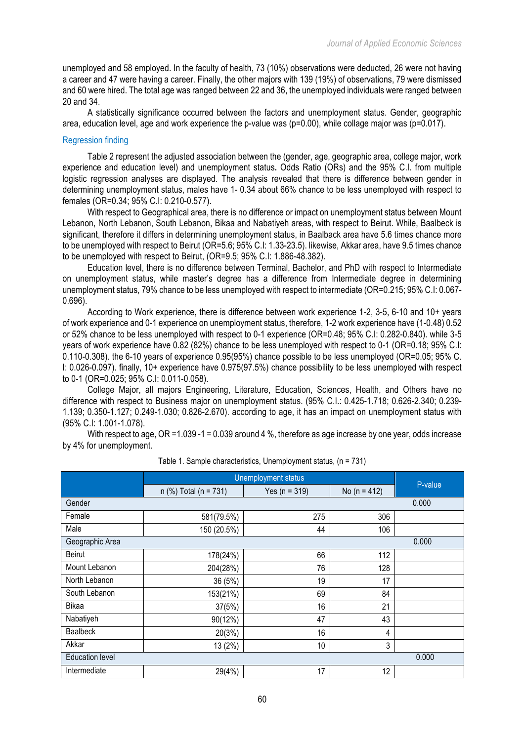unemployed and 58 employed. In the faculty of health, 73 (10%) observations were deducted, 26 were not having a career and 47 were having a career. Finally, the other majors with 139 (19%) of observations, 79 were dismissed and 60 were hired. The total age was ranged between 22 and 36, the unemployed individuals were ranged between 20 and 34.

A statistically significance occurred between the factors and unemployment status. Gender, geographic area, education level, age and work experience the p-value was (p=0.00), while collage major was (p=0.017).

### Regression finding

Table 2 represent the adjusted association between the (gender, age, geographic area, college major, work experience and education level) and unemployment status**.** Odds Ratio (ORs) and the 95% C.I. from multiple logistic regression analyses are displayed. The analysis revealed that there is difference between gender in determining unemployment status, males have 1- 0.34 about 66% chance to be less unemployed with respect to females (OR=0.34; 95% C.I: 0.210-0.577).

With respect to Geographical area, there is no difference or impact on unemployment status between Mount Lebanon, North Lebanon, South Lebanon, Bikaa and Nabatiyeh areas, with respect to Beirut. While, Baalbeck is significant, therefore it differs in determining unemployment status, in Baalback area have 5.6 times chance more to be unemployed with respect to Beirut (OR=5.6; 95% C.I: 1.33-23.5). likewise, Akkar area, have 9.5 times chance to be unemployed with respect to Beirut, (OR=9.5; 95% C.I: 1.886-48.382).

Education level, there is no difference between Terminal, Bachelor, and PhD with respect to Intermediate on unemployment status, while master's degree has a difference from Intermediate degree in determining unemployment status, 79% chance to be less unemployed with respect to intermediate (OR=0.215; 95% C.I: 0.067-0.696).

According to Work experience, there is difference between work experience 1-2, 3-5, 6-10 and 10+ years of work experience and 0-1 experience on unemployment status, therefore, 1-2 work experience have (1-0.48) 0.52 or 52% chance to be less unemployed with respect to 0-1 experience (OR=0.48; 95% C.I: 0.282-0.840). while 3-5 years of work experience have 0.82 (82%) chance to be less unemployed with respect to 0-1 (OR=0.18; 95% C.I: 0.110-0.308). the 6-10 years of experience 0.95(95%) chance possible to be less unemployed (OR=0.05; 95% C. I: 0.026-0.097). finally, 10+ experience have 0.975(97.5%) chance possibility to be less unemployed with respect to 0-1 (OR=0.025; 95% C.I: 0.011-0.058).

College Major, all majors Engineering, Literature, Education, Sciences, Health, and Others have no difference with respect to Business major on unemployment status. (95% C.I.: 0.425-1.718; 0.626-2.340; 0.239-1.139; 0.350-1.127; 0.249-1.030; 0.826-2.670). according to age, it has an impact on unemployment status with (95% C.I: 1.001-1.078).

With respect to age, OR =1.039 -1 = 0.039 around 4 %, therefore as age increase by one year, odds increase by 4% for unemployment.

Table 1. Sample characteristics, Unemployment status, (n = 731)

| | Unemployment status | | | P-value |
|---|---|---|---|---|
| | n (%) Total (n = 731) | Yes (n = 319) | No (n = 412) | |
| Gender | | | | 0.000 |
| Female | 581(79.5%) | 275 | 306 | |
| Male | 150 (20.5%) | 44 | 106 | |
| Geographic Area | | | | 0.000 |
| Beirut | 178(24%) | 66 | 112 | |
| Mount Lebanon | 204(28%) | 76 | 128 | |
| North Lebanon | 36 (5%) | 19 | 17 | |
| South Lebanon | 153(21%) | 69 | 84 | |
| Bikaa | 37(5%) | 16 | 21 | |
| Nabatiyeh | 90(12%) | 47 | 43 | |
| Baalbeck | 20(3%) | 16 | 4 | |
| Akkar | 13 (2%) | 10 | 3 | |
| Education level | | | | 0.000 |
| Intermediate | 29(4%) | 17 | 12 | |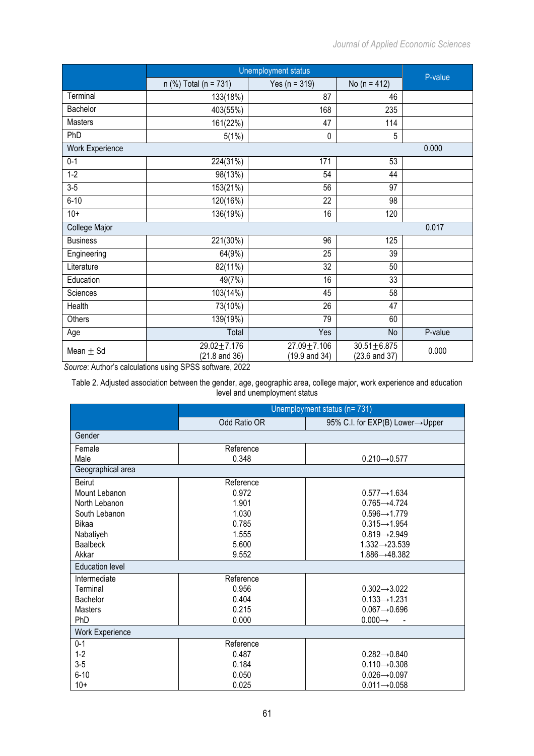|  | Unemployment status | | | P-value |
|---|---|---|---|---|
|  | n (%) Total (n = 731) | Yes (n = 319) | No (n = 412) |  |
| Terminal | 133(18%) | 87 | 46 |  |
| Bachelor | 403(55%) | 168 | 235 |  |
| Masters | 161(22%) | 47 | 114 |  |
| PhD | 5(1%) | 0 | 5 |  |
| Work Experience |  |  |  | 0.000 |
| 0-1 | 224(31%) | 171 | 53 |  |
| 1-2 | 98(13%) | 54 | 44 |  |
| 3-5 | 153(21%) | 56 | 97 |  |
| 6-10 | 120(16%) | 22 | 98 |  |
| 10+ | 136(19%) | 16 | 120 |  |
| College Major |  |  |  | 0.017 |
| Business | 221(30%) | 96 | 125 |  |
| Engineering | 64(9%) | 25 | 39 |  |
| Literature | 82(11%) | 32 | 50 |  |
| Education | 49(7%) | 16 | 33 |  |
| Sciences | 103(14%) | 45 | 58 |  |
| Health | 73(10%) | 26 | 47 |  |
| Others | 139(19%) | 79 | 60 |  |
| Age | Total | Yes | No | P-value |
| Mean $\pm$ Sd | 29.02$\pm$7.176 (21.8 and 36) | 27.09$\pm$7.106 (19.9 and 34) | 30.51$\pm$6.875 (23.6 and 37) | 0.000 |

*Source*: Author's calculations using SPSS software, 2022

Table 2. Adjusted association between the gender, age, geographic area, college major, work experience and education level and unemployment status

|  | Unemployment status (n= 731) | |
|---|---|---|
|  | Odd Ratio OR | 95% C.I. for EXP(B) Lower→Upper |
| **Gender** |  |  |
| Female | Reference |  |
| Male | 0.348 | 0.210→0.577 |
| **Geographical area** |  |  |
| Beirut | Reference |  |
| Mount Lebanon | 0.972 | 0.577→1.634 |
| North Lebanon | 1.901 | 0.765→4.724 |
| South Lebanon | 1.030 | 0.596→1.779 |
| Bikaa | 0.785 | 0.315→1.954 |
| Nabatiyeh | 1.555 | 0.819→2.949 |
| Baalbeck | 5.600 | 1.332→23.539 |
| Akkar | 9.552 | 1.886→48.382 |
| **Education level** |  |  |
| Intermediate | Reference |  |
| Terminal | 0.956 | 0.302→3.022 |
| Bachelor | 0.404 | 0.133→1.231 |
| Masters | 0.215 | 0.067→0.696 |
| PhD | 0.000 | 0.000→ - |
| **Work Experience** |  |  |
| 0-1 | Reference |  |
| 1-2 | 0.487 | 0.282→0.840 |
| 3-5 | 0.184 | 0.110→0.308 |
| 6-10 | 0.050 | 0.026→0.097 |
| 10+ | 0.025 | 0.011→0.058 |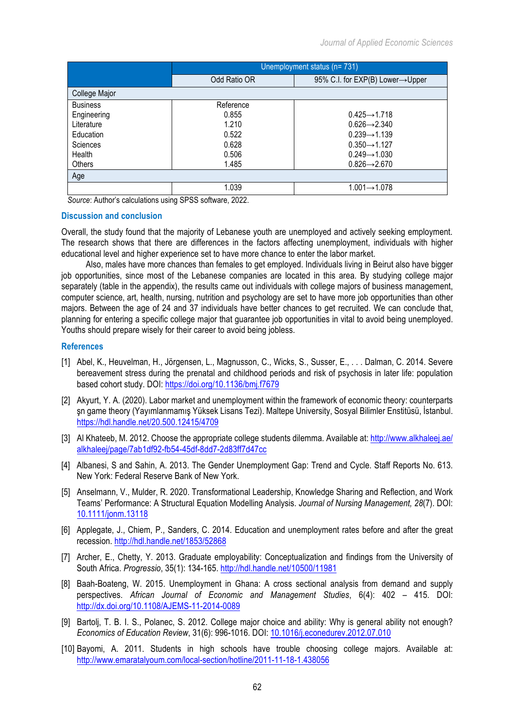| | Unemployment status (n= 731) | |
|---|---|---|
| | Odd Ratio OR | 95% C.I. for EXP(B) Lower→Upper |
| College Major | | |
| Business | Reference | |
| Engineering | 0.855 | 0.425→1.718 |
| Literature | 1.210 | 0.626→2.340 |
| Education | 0.522 | 0.239→1.139 |
| Sciences | 0.628 | 0.350→1.127 |
| Health | 0.506 | 0.249→1.030 |
| Others | 1.485 | 0.826→2.670 |
| Age | | |
| | 1.039 | 1.001→1.078 |

*Source*: Author's calculations using SPSS software, 2022.

## Discussion and conclusion

Overall, the study found that the majority of Lebanese youth are unemployed and actively seeking employment. The research shows that there are differences in the factors affecting unemployment, individuals with higher educational level and higher experience set to have more chance to enter the labor market.

Also, males have more chances than females to get employed. Individuals living in Beirut also have bigger job opportunities, since most of the Lebanese companies are located in this area. By studying college major separately (table in the appendix), the results came out individuals with college majors of business management, computer science, art, health, nursing, nutrition and psychology are set to have more job opportunities than other majors. Between the age of 24 and 37 individuals have better chances to get recruited. We can conclude that, planning for entering a specific college major that guarantee job opportunities in vital to avoid being unemployed. Youths should prepare wisely for their career to avoid being jobless.

## References

[1] Abel, K., Heuvelman, H., Jörgensen, L., Magnusson, C., Wicks, S., Susser, E., . . . Dalman, C. 2014. Severe bereavement stress during the prenatal and childhood periods and risk of psychosis in later life: population based cohort study. DOI: https://doi.org/10.1136/bmj.f7679

[2] Akyurt, Y. A. (2020). Labor market and unemployment within the framework of economic theory: counterparts şn game theory (Yayımlanmamış Yüksek Lisans Tezi). Maltepe University, Sosyal Bilimler Enstitüsü, İstanbul. https://hdl.handle.net/20.500.12415/4709

[3] Al Khateeb, M. 2012. Choose the appropriate college students dilemma. Available at: http://www.alkhaleej.ae/alkhaleej/page/7ab1df92-fb54-45df-8dd7-2d83ff7d47cc

[4] Albanesi, S and Sahin, A. 2013. The Gender Unemployment Gap: Trend and Cycle. Staff Reports No. 613. New York: Federal Reserve Bank of New York.

[5] Anselmann, V., Mulder, R. 2020. Transformational Leadership, Knowledge Sharing and Reflection, and Work Teams' Performance: A Structural Equation Modelling Analysis. *Journal of Nursing Management, 28*(7). DOI: 10.1111/jonm.13118

[6] Applegate, J., Chiem, P., Sanders, C. 2014. Education and unemployment rates before and after the great recession. http://hdl.handle.net/1853/52868

[7] Archer, E., Chetty, Y. 2013. Graduate employability: Conceptualization and findings from the University of South Africa. *Progressio*, 35(1): 134-165. http://hdl.handle.net/10500/11981

[8] Baah-Boateng, W. 2015. Unemployment in Ghana: A cross sectional analysis from demand and supply perspectives. *African Journal of Economic and Management Studies*, 6(4): 402 – 415. DOI: http://dx.doi.org/10.1108/AJEMS-11-2014-0089

[9] Bartolj, T. B. I. S., Polanec, S. 2012. College major choice and ability: Why is general ability not enough? *Economics of Education Review*, 31(6): 996-1016. DOI: 10.1016/j.econedurev.2012.07.010

[10] Bayomi, A. 2011. Students in high schools have trouble choosing college majors. Available at: http://www.emaratalyoum.com/local-section/hotline/2011-11-18-1.438056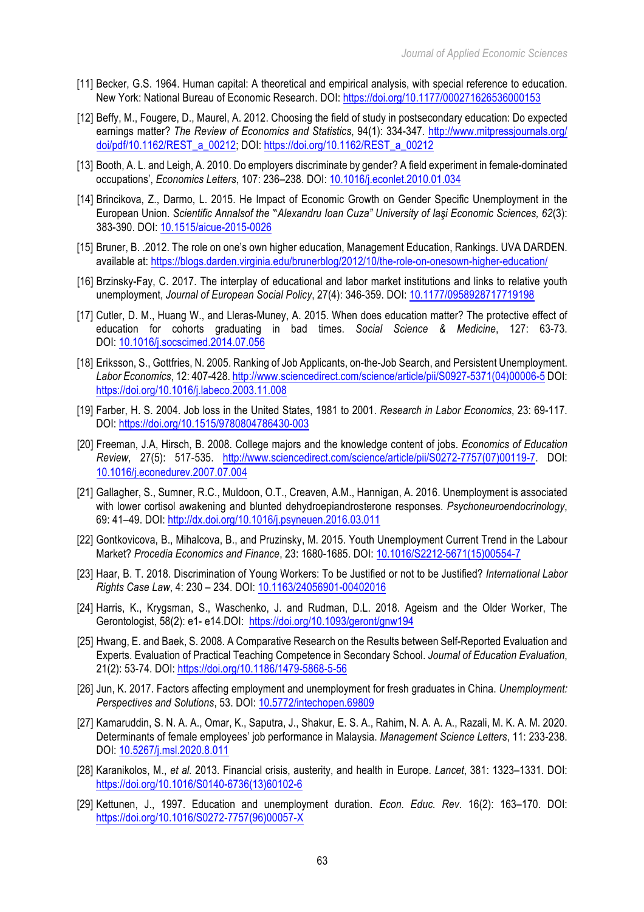[11] Becker, G.S. 1964. Human capital: A theoretical and empirical analysis, with special reference to education. New York: National Bureau of Economic Research. DOI: https://doi.org/10.1177/000271626536000153

[12] Beffy, M., Fougere, D., Maurel, A. 2012. Choosing the field of study in postsecondary education: Do expected earnings matter? *The Review of Economics and Statistics*, 94(1): 334-347. http://www.mitpressjournals.org/doi/pdf/10.1162/REST_a_00212; DOI: https://doi.org/10.1162/REST_a_00212

[13] Booth, A. L. and Leigh, A. 2010. Do employers discriminate by gender? A field experiment in female-dominated occupations', *Economics Letters*, 107: 236–238. DOI: 10.1016/j.econlet.2010.01.034

[14] Brincikova, Z., Darmo, L. 2015. He Impact of Economic Growth on Gender Specific Unemployment in the European Union. *Scientific Annalsof the "Alexandru Ioan Cuza" University of Iaşi Economic Sciences, 62*(3): 383-390. DOI: 10.1515/aicue-2015-0026

[15] Bruner, B. .2012. The role on one's own higher education, Management Education, Rankings. UVA DARDEN. available at: https://blogs.darden.virginia.edu/brunerblog/2012/10/the-role-on-onesown-higher-education/

[16] Brzinsky-Fay, C. 2017. The interplay of educational and labor market institutions and links to relative youth unemployment, *Journal of European Social Policy*, 27(4): 346-359. DOI: 10.1177/0958928717719198

[17] Cutler, D. M., Huang W., and Lleras-Muney, A. 2015. When does education matter? The protective effect of education for cohorts graduating in bad times. *Social Science & Medicine*, 127: 63-73. DOI: 10.1016/j.socscimed.2014.07.056

[18] Eriksson, S., Gottfries, N. 2005. Ranking of Job Applicants, on-the-Job Search, and Persistent Unemployment. *Labor Economics*, 12: 407-428. http://www.sciencedirect.com/science/article/pii/S0927-5371(04)00006-5 DOI: https://doi.org/10.1016/j.labeco.2003.11.008

[19] Farber, H. S. 2004. Job loss in the United States, 1981 to 2001. *Research in Labor Economics*, 23: 69-117. DOI: https://doi.org/10.1515/9780804786430-003

[20] Freeman, J.A, Hirsch, B. 2008. College majors and the knowledge content of jobs. *Economics of Education Review,* 27(5): 517-535. http://www.sciencedirect.com/science/article/pii/S0272-7757(07)00119-7. DOI: 10.1016/j.econedurev.2007.07.004

[21] Gallagher, S., Sumner, R.C., Muldoon, O.T., Creaven, A.M., Hannigan, A. 2016. Unemployment is associated with lower cortisol awakening and blunted dehydroepiandrosterone responses. *Psychoneuroendocrinology*, 69: 41–49. DOI: http://dx.doi.org/10.1016/j.psyneuen.2016.03.011

[22] Gontkovicova, B., Mihalcova, B., and Pruzinsky, M. 2015. Youth Unemployment Current Trend in the Labour Market? *Procedia Economics and Finance*, 23: 1680-1685. DOI: 10.1016/S2212-5671(15)00554-7

[23] Haar, B. T. 2018. Discrimination of Young Workers: To be Justified or not to be Justified? *International Labor Rights Case Law*, 4: 230 – 234. DOI: 10.1163/24056901-00402016

[24] Harris, K., Krygsman, S., Waschenko, J. and Rudman, D.L. 2018. Ageism and the Older Worker, The Gerontologist, 58(2): e1- e14.DOI: https://doi.org/10.1093/geront/gnw194

[25] Hwang, E. and Baek, S. 2008. A Comparative Research on the Results between Self-Reported Evaluation and Experts. Evaluation of Practical Teaching Competence in Secondary School. *Journal of Education Evaluation*, 21(2): 53-74. DOI: https://doi.org/10.1186/1479-5868-5-56

[26] Jun, K. 2017. Factors affecting employment and unemployment for fresh graduates in China. *Unemployment: Perspectives and Solutions*, 53. DOI: 10.5772/intechopen.69809

[27] Kamaruddin, S. N. A. A., Omar, K., Saputra, J., Shakur, E. S. A., Rahim, N. A. A. A., Razali, M. K. A. M. 2020. Determinants of female employees' job performance in Malaysia. *Management Science Letters*, 11: 233-238. DOI: 10.5267/j.msl.2020.8.011

[28] Karanikolos, M., *et al.* 2013. Financial crisis, austerity, and health in Europe. *Lancet*, 381: 1323–1331. DOI: https://doi.org/10.1016/S0140-6736(13)60102-6

[29] Kettunen, J., 1997. Education and unemployment duration. *Econ. Educ. Rev*. 16(2): 163–170. DOI: https://doi.org/10.1016/S0272-7757(96)00057-X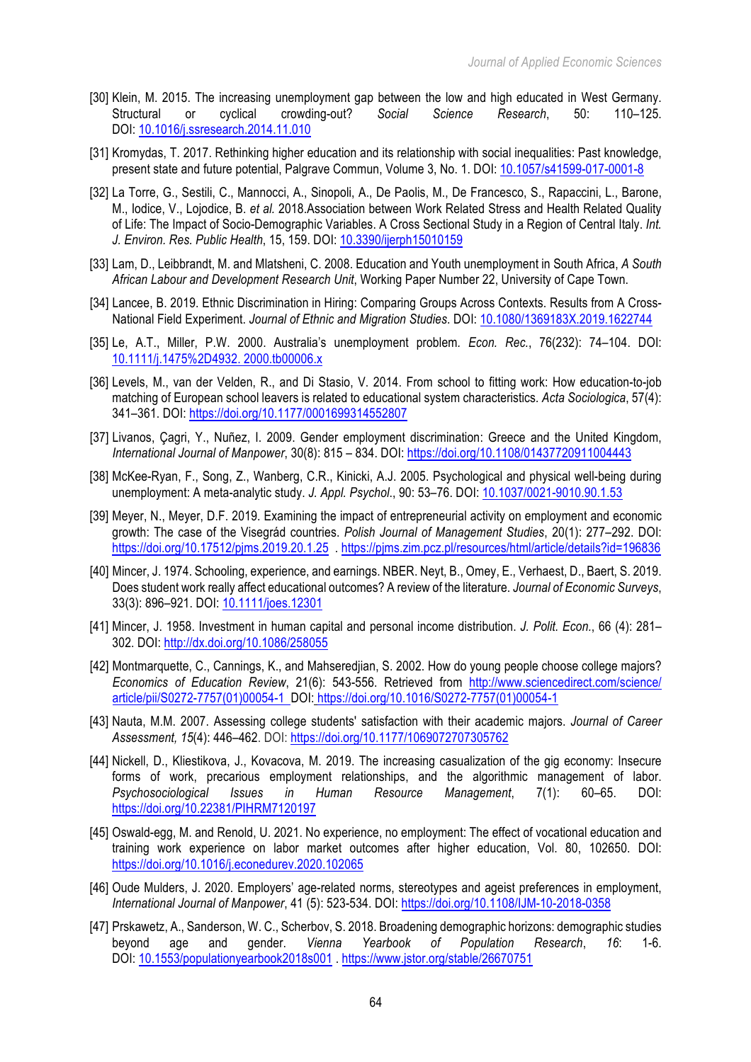[30] Klein, M. 2015. The increasing unemployment gap between the low and high educated in West Germany. Structural or cyclical crowding-out? *Social Science Research*, 50: 110–125. DOI: 10.1016/j.ssresearch.2014.11.010

[31] Kromydas, T. 2017. Rethinking higher education and its relationship with social inequalities: Past knowledge, present state and future potential, Palgrave Commun, Volume 3, No. 1. DOI: 10.1057/s41599-017-0001-8

[32] La Torre, G., Sestili, C., Mannocci, A., Sinopoli, A., De Paolis, M., De Francesco, S., Rapaccini, L., Barone, M., Iodice, V., Lojodice, B. *et al.* 2018.Association between Work Related Stress and Health Related Quality of Life: The Impact of Socio-Demographic Variables. A Cross Sectional Study in a Region of Central Italy. *Int. J. Environ. Res. Public Health*, 15, 159. DOI: 10.3390/ijerph15010159

[33] Lam, D., Leibbrandt, M. and Mlatsheni, C. 2008. Education and Youth unemployment in South Africa, *A South African Labour and Development Research Unit*, Working Paper Number 22, University of Cape Town.

[34] Lancee, B. 2019. Ethnic Discrimination in Hiring: Comparing Groups Across Contexts. Results from A Cross-National Field Experiment. *Journal of Ethnic and Migration Studies*. DOI: 10.1080/1369183X.2019.1622744

[35] Le, A.T., Miller, P.W. 2000. Australia's unemployment problem*. Econ. Rec.*, 76(232): 74–104. DOI: 10.1111/j.1475%2D4932. 2000.tb00006.x

[36] Levels, M., van der Velden, R., and Di Stasio, V. 2014. From school to fitting work: How education-to-job matching of European school leavers is related to educational system characteristics. *Acta Sociologica*, 57(4): 341–361. DOI: https://doi.org/10.1177/0001699314552807

[37] Livanos, Çagri, Y., Nuñez, I. 2009. Gender employment discrimination: Greece and the United Kingdom, *International Journal of Manpower*, 30(8): 815 – 834. DOI: https://doi.org/10.1108/01437720911004443

[38] McKee-Ryan, F., Song, Z., Wanberg, C.R., Kinicki, A.J. 2005. Psychological and physical well-being during unemployment: A meta-analytic study. *J. Appl. Psychol*., 90: 53–76. DOI: 10.1037/0021-9010.90.1.53

[39] Meyer, N., Meyer, D.F. 2019. Examining the impact of entrepreneurial activity on employment and economic growth: The case of the Visegrád countries. *Polish Journal of Management Studies*, 20(1): 277–292. DOI: https://doi.org/10.17512/pjms.2019.20.1.25 . https://pjms.zim.pcz.pl/resources/html/article/details?id=196836

[40] Mincer, J. 1974. Schooling, experience, and earnings. NBER. Neyt, B., Omey, E., Verhaest, D., Baert, S. 2019. Does student work really affect educational outcomes? A review of the literature. *Journal of Economic Surveys*, 33(3): 896–921. DOI: 10.1111/joes.12301

[41] Mincer, J. 1958. Investment in human capital and personal income distribution. *J. Polit. Econ.*, 66 (4): 281–302. DOI: http://dx.doi.org/10.1086/258055

[42] Montmarquette, C., Cannings, K., and Mahseredjian, S. 2002. How do young people choose college majors? *Economics of Education Review*, 21(6): 543-556. Retrieved from http://www.sciencedirect.com/science/article/pii/S0272-7757(01)00054-1 DOI: https://doi.org/10.1016/S0272-7757(01)00054-1

[43] Nauta, M.M. 2007. Assessing college students' satisfaction with their academic majors. *Journal of Career Assessment, 15*(4): 446–462. DOI: https://doi.org/10.1177/1069072707305762

[44] Nickell, D., Kliestikova, J., Kovacova, M. 2019. The increasing casualization of the gig economy: Insecure forms of work, precarious employment relationships, and the algorithmic management of labor. *Psychosociological Issues in Human Resource Management*, 7(1): 60–65. DOI: https://doi.org/10.22381/PIHRM7120197

[45] Oswald-egg, M. and Renold, U. 2021. No experience, no employment: The effect of vocational education and training work experience on labor market outcomes after higher education, Vol. 80, 102650. DOI: https://doi.org/10.1016/j.econedurev.2020.102065

[46] Oude Mulders, J. 2020. Employers' age-related norms, stereotypes and ageist preferences in employment, *International Journal of Manpower*, 41 (5): 523-534. DOI: https://doi.org/10.1108/IJM-10-2018-0358

[47] Prskawetz, A., Sanderson, W. C., Scherbov, S. 2018. Broadening demographic horizons: demographic studies beyond age and gender. *Vienna Yearbook of Population Research*, *16*: 1-6. DOI: 10.1553/populationyearbook2018s001 . https://www.jstor.org/stable/26670751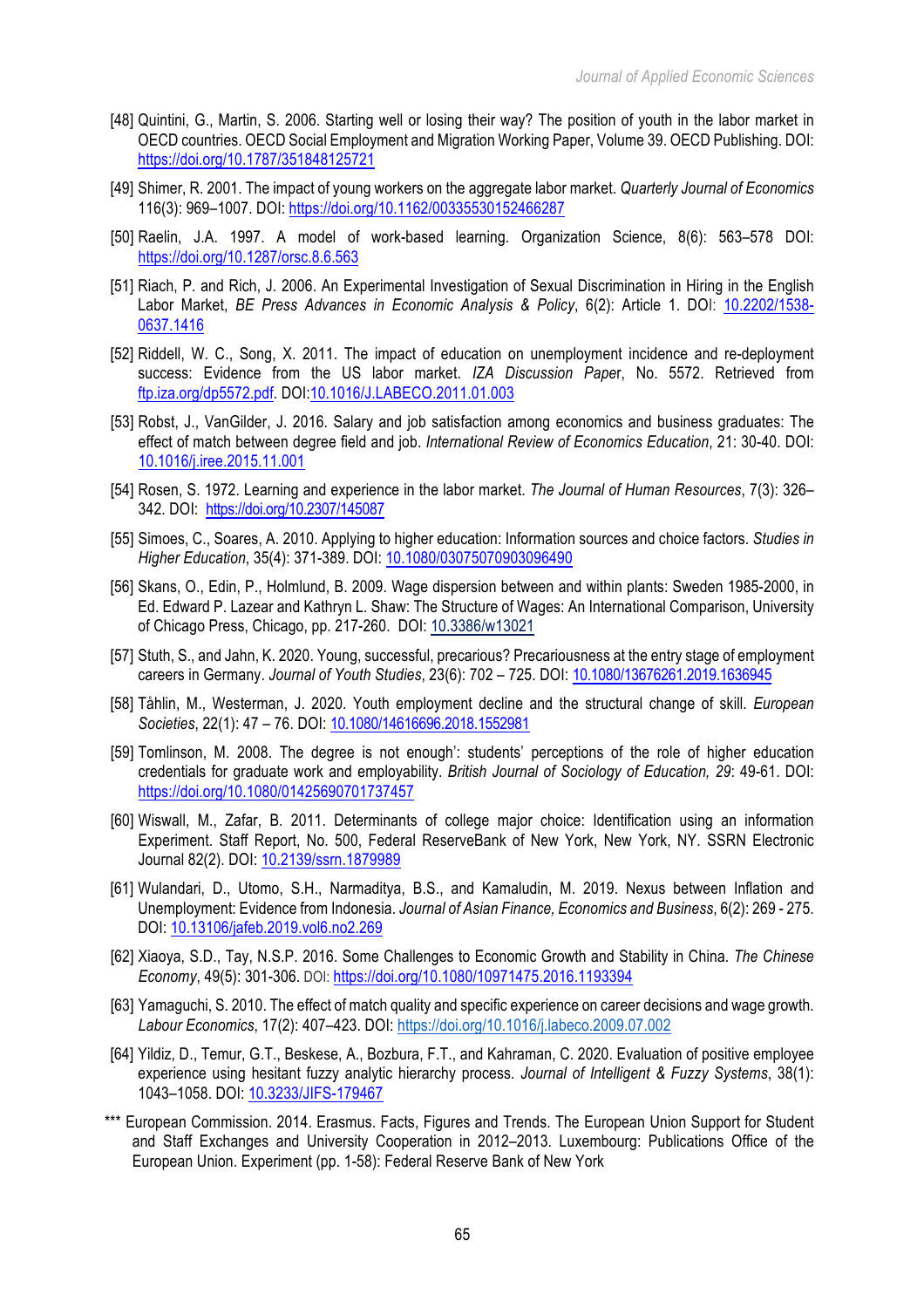[48] Quintini, G., Martin, S. 2006. Starting well or losing their way? The position of youth in the labor market in OECD countries. OECD Social Employment and Migration Working Paper, Volume 39. OECD Publishing. DOI: https://doi.org/10.1787/351848125721

[49] Shimer, R. 2001. The impact of young workers on the aggregate labor market. *Quarterly Journal of Economics* 116(3): 969–1007. DOI: https://doi.org/10.1162/00335530152466287

[50] Raelin, J.A. 1997. A model of work-based learning. Organization Science, 8(6): 563–578 DOI: https://doi.org/10.1287/orsc.8.6.563

[51] Riach, P. and Rich, J. 2006. An Experimental Investigation of Sexual Discrimination in Hiring in the English Labor Market, *BE Press Advances in Economic Analysis & Policy*, 6(2): Article 1. DOI: 10.2202/1538-0637.1416

[52] Riddell, W. C., Song, X. 2011. The impact of education on unemployment incidence and re-deployment success: Evidence from the US labor market. *IZA Discussion Paper*, No. 5572. Retrieved from ftp.iza.org/dp5572.pdf. DOI:10.1016/J.LABECO.2011.01.003

[53] Robst, J., VanGilder, J. 2016. Salary and job satisfaction among economics and business graduates: The effect of match between degree field and job. *International Review of Economics Education*, 21: 30-40. DOI: 10.1016/j.iree.2015.11.001

[54] Rosen, S. 1972. Learning and experience in the labor market. *The Journal of Human Resources*, 7(3): 326–342. DOI: https://doi.org/10.2307/145087

[55] Simoes, C., Soares, A. 2010. Applying to higher education: Information sources and choice factors. *Studies in Higher Education*, 35(4): 371-389. DOI: 10.1080/03075070903096490

[56] Skans, O., Edin, P., Holmlund, B. 2009. Wage dispersion between and within plants: Sweden 1985-2000, in Ed. Edward P. Lazear and Kathryn L. Shaw: The Structure of Wages: An International Comparison, University of Chicago Press, Chicago, pp. 217-260. DOI: 10.3386/w13021

[57] Stuth, S., and Jahn, K. 2020. Young, successful, precarious? Precariousness at the entry stage of employment careers in Germany. *Journal of Youth Studies*, 23(6): 702 – 725. DOI: 10.1080/13676261.2019.1636945

[58] Tåhlin, M., Westerman, J. 2020. Youth employment decline and the structural change of skill. *European Societies*, 22(1): 47 – 76. DOI: 10.1080/14616696.2018.1552981

[59] Tomlinson, M. 2008. The degree is not enough': students' perceptions of the role of higher education credentials for graduate work and employability. *British Journal of Sociology of Education, 29*: 49-61. DOI: https://doi.org/10.1080/01425690701737457

[60] Wiswall, M., Zafar, B. 2011. Determinants of college major choice: Identification using an information Experiment. Staff Report, No. 500, Federal ReserveBank of New York, New York, NY. SSRN Electronic Journal 82(2). DOI: 10.2139/ssrn.1879989

[61] Wulandari, D., Utomo, S.H., Narmaditya, B.S., and Kamaludin, M. 2019. Nexus between Inflation and Unemployment: Evidence from Indonesia. *Journal of Asian Finance, Economics and Business*, 6(2): 269 - 275. DOI: 10.13106/jafeb.2019.vol6.no2.269

[62] Xiaoya, S.D., Tay, N.S.P. 2016. Some Challenges to Economic Growth and Stability in China. *The Chinese Economy*, 49(5): 301-306. DOI: https://doi.org/10.1080/10971475.2016.1193394

[63] Yamaguchi, S. 2010. The effect of match quality and specific experience on career decisions and wage growth. *Labour Economics*, 17(2): 407–423. DOI: https://doi.org/10.1016/j.labeco.2009.07.002

[64] Yildiz, D., Temur, G.T., Beskese, A., Bozbura, F.T., and Kahraman, C. 2020. Evaluation of positive employee experience using hesitant fuzzy analytic hierarchy process. *Journal of Intelligent & Fuzzy Systems*, 38(1): 1043–1058. DOI: 10.3233/JIFS-179467

*** European Commission. 2014. Erasmus. Facts, Figures and Trends. The European Union Support for Student and Staff Exchanges and University Cooperation in 2012–2013. Luxembourg: Publications Office of the European Union. Experiment (pp. 1-58): Federal Reserve Bank of New York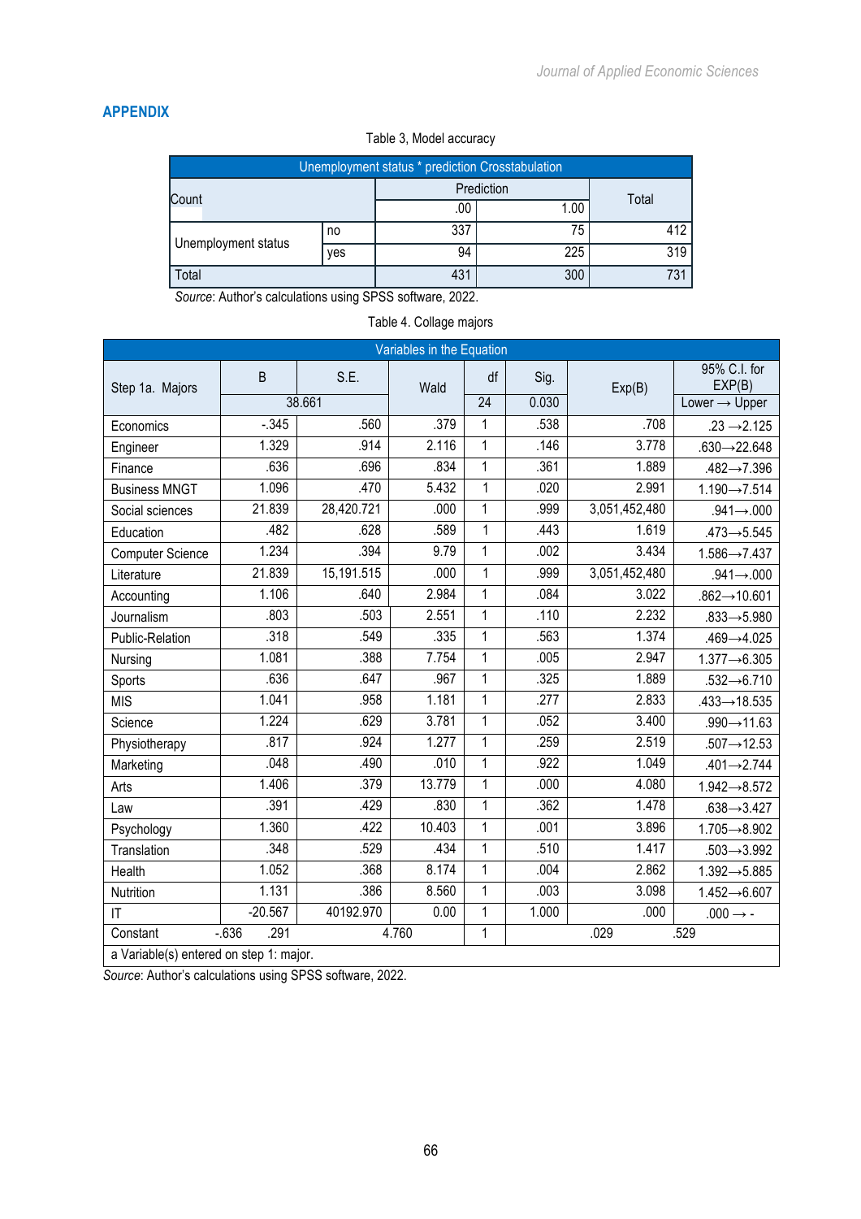## APPENDIX

Table 3, Model accuracy

| Unemployment status * prediction Crosstabulation | | | | |
|---|---|---|---|---|
| Count | | Prediction | | Total |
| | | .00 | 1.00 | |
| Unemployment status | no | 337 | 75 | 412 |
| | yes | 94 | 225 | 319 |
| Total | | 431 | 300 | 731 |

*Source*: Author's calculations using SPSS software, 2022.

Table 4. Collage majors

| Step 1a. Majors | B | S.E. | Wald | df | Sig. | Exp(B) | 95% C.I. for EXP(B) |
|---|---|---|---|---|---|---|---|
| | 38.661 | | | 24 | 0.030 | | Lower → Upper |
| Economics | -.345 | .560 | .379 | 1 | .538 | .708 | .23 →2.125 |
| Engineer | 1.329 | .914 | 2.116 | 1 | .146 | 3.778 | .630→22.648 |
| Finance | .636 | .696 | .834 | 1 | .361 | 1.889 | .482→7.396 |
| Business MNGT | 1.096 | .470 | 5.432 | 1 | .020 | 2.991 | 1.190→7.514 |
| Social sciences | 21.839 | 28,420.721 | .000 | 1 | .999 | 3,051,452,480 | .941→.000 |
| Education | .482 | .628 | .589 | 1 | .443 | 1.619 | .473→5.545 |
| Computer Science | 1.234 | .394 | 9.79 | 1 | .002 | 3.434 | 1.586→7.437 |
| Literature | 21.839 | 15,191.515 | .000 | 1 | .999 | 3,051,452,480 | .941→.000 |
| Accounting | 1.106 | .640 | 2.984 | 1 | .084 | 3.022 | .862→10.601 |
| Journalism | .803 | .503 | 2.551 | 1 | .110 | 2.232 | .833→5.980 |
| Public-Relation | .318 | .549 | .335 | 1 | .563 | 1.374 | .469→4.025 |
| Nursing | 1.081 | .388 | 7.754 | 1 | .005 | 2.947 | 1.377→6.305 |
| Sports | .636 | .647 | .967 | 1 | .325 | 1.889 | .532→6.710 |
| MIS | 1.041 | .958 | 1.181 | 1 | .277 | 2.833 | .433→18.535 |
| Science | 1.224 | .629 | 3.781 | 1 | .052 | 3.400 | .990→11.63 |
| Physiotherapy | .817 | .924 | 1.277 | 1 | .259 | 2.519 | .507→12.53 |
| Marketing | .048 | .490 | .010 | 1 | .922 | 1.049 | .401→2.744 |
| Arts | 1.406 | .379 | 13.779 | 1 | .000 | 4.080 | 1.942→8.572 |
| Law | .391 | .429 | .830 | 1 | .362 | 1.478 | .638→3.427 |
| Psychology | 1.360 | .422 | 10.403 | 1 | .001 | 3.896 | 1.705→8.902 |
| Translation | .348 | .529 | .434 | 1 | .510 | 1.417 | .503→3.992 |
| Health | 1.052 | .368 | 8.174 | 1 | .004 | 2.862 | 1.392→5.885 |
| Nutrition | 1.131 | .386 | 8.560 | 1 | .003 | 3.098 | 1.452→6.607 |
| IT | -20.567 | 40192.970 | 0.00 | 1 | 1.000 | .000 | .000 → - |
| Constant | -.636 | .291 | 4.760 | 1 | .029 | .529 | |
| a Variable(s) entered on step 1: major. | | | | | | | |

*Source*: Author's calculations using SPSS software, 2022.